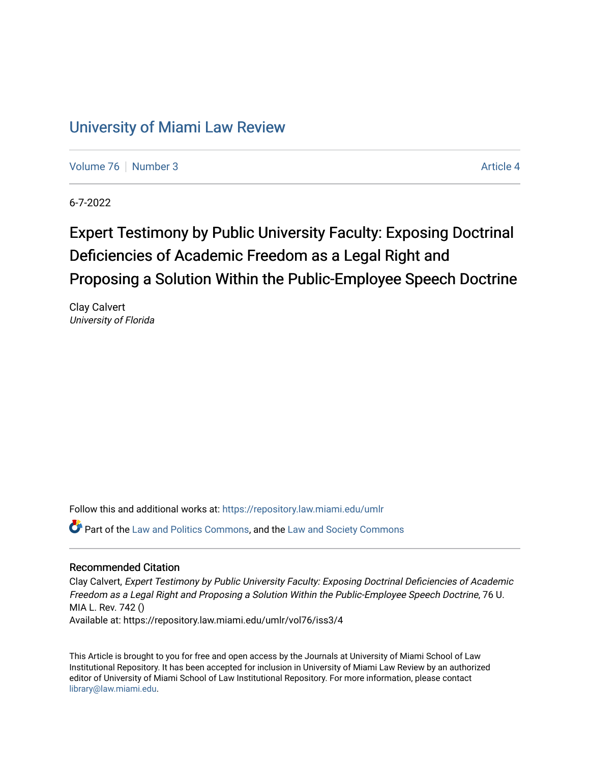# University of Miami Law Review

Volume 76 | Number 3 | Article 4

6-7-2022

## Expert Testimony by Public University Faculty: Exposing Doctrinal Deficiencies of Academic Freedom as a Legal Right and Proposing a Solution Within the Public-Employee Speech Doctrine

Clay Calvert
*University of Florida*

Follow this and additional works at: https://repository.law.miami.edu/umlr

Part of the Law and Politics Commons, and the Law and Society Commons

### Recommended Citation

Clay Calvert, *Expert Testimony by Public University Faculty: Exposing Doctrinal Deficiencies of Academic Freedom as a Legal Right and Proposing a Solution Within the Public-Employee Speech Doctrine*, 76 U. MIA L. Rev. 742 ()

Available at: https://repository.law.miami.edu/umlr/vol76/iss3/4

This Article is brought to you for free and open access by the Journals at University of Miami School of Law Institutional Repository. It has been accepted for inclusion in University of Miami Law Review by an authorized editor of University of Miami School of Law Institutional Repository. For more information, please contact library@law.miami.edu.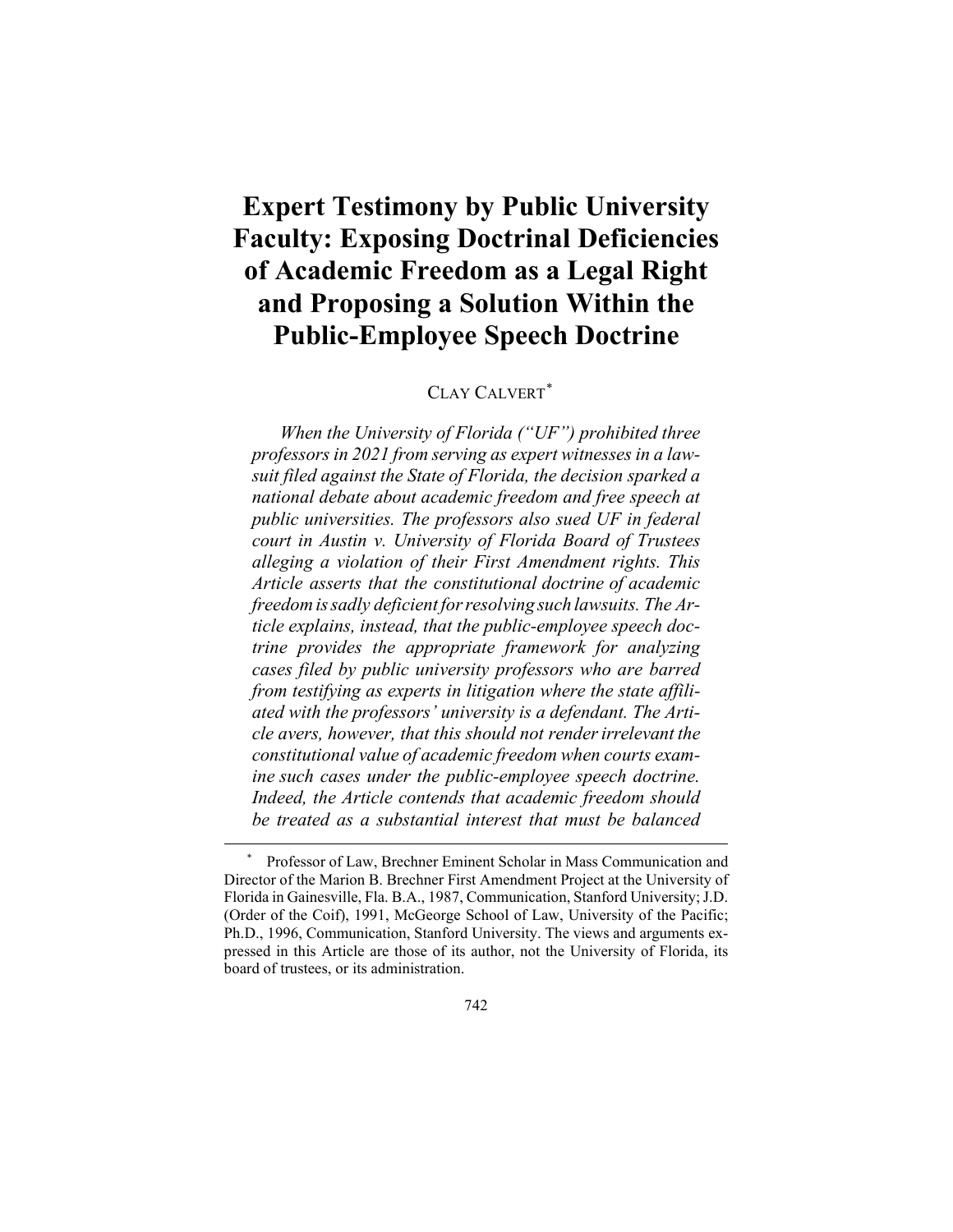# Expert Testimony by Public University Faculty: Exposing Doctrinal Deficiencies of Academic Freedom as a Legal Right and Proposing a Solution Within the Public-Employee Speech Doctrine

CLAY CALVERT*

*When the University of Florida ("UF") prohibited three professors in 2021 from serving as expert witnesses in a lawsuit filed against the State of Florida, the decision sparked a national debate about academic freedom and free speech at public universities. The professors also sued UF in federal court in Austin v. University of Florida Board of Trustees alleging a violation of their First Amendment rights. This Article asserts that the constitutional doctrine of academic freedom is sadly deficient for resolving such lawsuits. The Article explains, instead, that the public-employee speech doctrine provides the appropriate framework for analyzing cases filed by public university professors who are barred from testifying as experts in litigation where the state affiliated with the professors' university is a defendant. The Article avers, however, that this should not render irrelevant the constitutional value of academic freedom when courts examine such cases under the public-employee speech doctrine. Indeed, the Article contends that academic freedom should be treated as a substantial interest that must be balanced*

---

\* Professor of Law, Brechner Eminent Scholar in Mass Communication and Director of the Marion B. Brechner First Amendment Project at the University of Florida in Gainesville, Fla. B.A., 1987, Communication, Stanford University; J.D. (Order of the Coif), 1991, McGeorge School of Law, University of the Pacific; Ph.D., 1996, Communication, Stanford University. The views and arguments expressed in this Article are those of its author, not the University of Florida, its board of trustees, or its administration.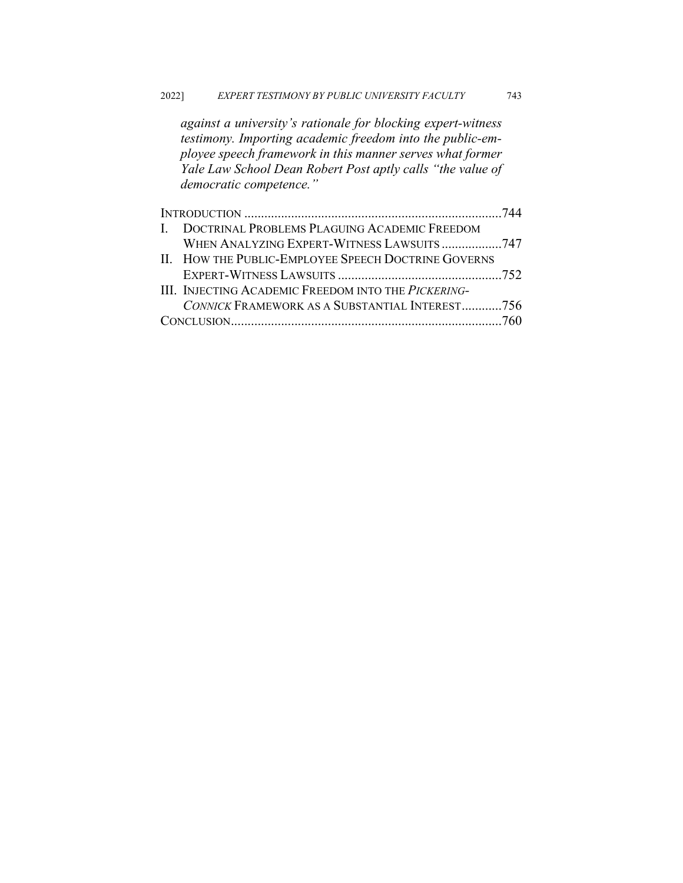*against a university's rationale for blocking expert-witness testimony. Importing academic freedom into the public-employee speech framework in this manner serves what former Yale Law School Dean Robert Post aptly calls "the value of democratic competence."*

INTRODUCTION .......................................................................................744

I. DOCTRINAL PROBLEMS PLAGUING ACADEMIC FREEDOM WHEN ANALYZING EXPERT-WITNESS LAWSUITS ..................747

II. HOW THE PUBLIC-EMPLOYEE SPEECH DOCTRINE GOVERNS EXPERT-WITNESS LAWSUITS .................................................752

III. INJECTING ACADEMIC FREEDOM INTO THE *PICKERING-CONNICK* FRAMEWORK AS A SUBSTANTIAL INTEREST............756

CONCLUSION.........................................................................................760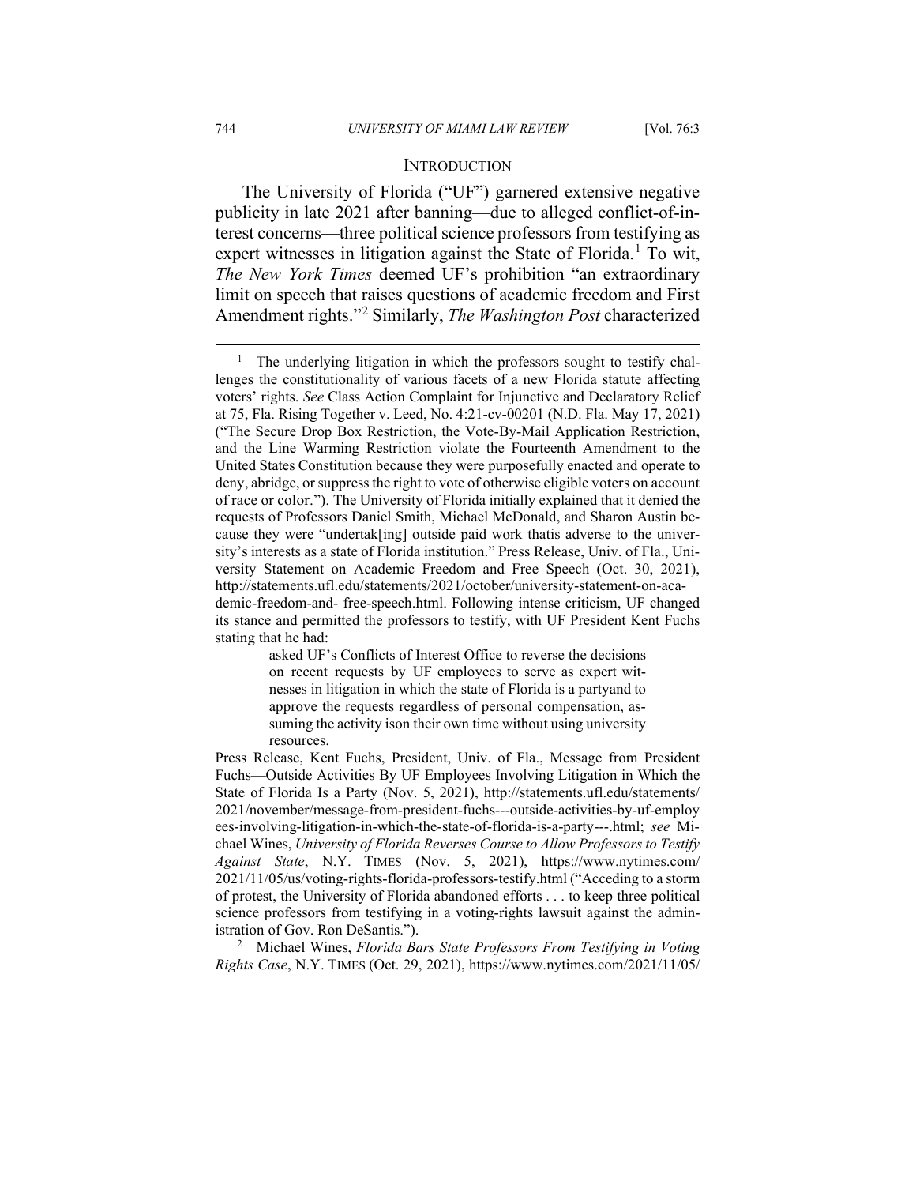## INTRODUCTION

The University of Florida ("UF") garnered extensive negative publicity in late 2021 after banning—due to alleged conflict-of-interest concerns—three political science professors from testifying as expert witnesses in litigation against the State of Florida.[1] To wit, *The New York Times* deemed UF's prohibition "an extraordinary limit on speech that raises questions of academic freedom and First Amendment rights."[2] Similarly, *The Washington Post* characterized

---

[1] The underlying litigation in which the professors sought to testify challenges the constitutionality of various facets of a new Florida statute affecting voters' rights. *See* Class Action Complaint for Injunctive and Declaratory Relief at 75, Fla. Rising Together v. Leed, No. 4:21-cv-00201 (N.D. Fla. May 17, 2021) ("The Secure Drop Box Restriction, the Vote-By-Mail Application Restriction, and the Line Warming Restriction violate the Fourteenth Amendment to the United States Constitution because they were purposefully enacted and operate to deny, abridge, or suppress the right to vote of otherwise eligible voters on account of race or color."). The University of Florida initially explained that it denied the requests of Professors Daniel Smith, Michael McDonald, and Sharon Austin because they were "undertak[ing] outside paid work thatis adverse to the university's interests as a state of Florida institution." Press Release, Univ. of Fla., University Statement on Academic Freedom and Free Speech (Oct. 30, 2021), http://statements.ufl.edu/statements/2021/october/university-statement-on-academic-freedom-and- free-speech.html. Following intense criticism, UF changed its stance and permitted the professors to testify, with UF President Kent Fuchs stating that he had:

> asked UF's Conflicts of Interest Office to reverse the decisions on recent requests by UF employees to serve as expert witnesses in litigation in which the state of Florida is a partyand to approve the requests regardless of personal compensation, assuming the activity ison their own time without using university resources.

Press Release, Kent Fuchs, President, Univ. of Fla., Message from President Fuchs—Outside Activities By UF Employees Involving Litigation in Which the State of Florida Is a Party (Nov. 5, 2021), http://statements.ufl.edu/statements/2021/november/message-from-president-fuchs---outside-activities-by-uf-employees-involving-litigation-in-which-the-state-of-florida-is-a-party---.html; *see* Michael Wines, *University of Florida Reverses Course to Allow Professors to Testify Against State*, N.Y. TIMES (Nov. 5, 2021), https://www.nytimes.com/2021/11/05/us/voting-rights-florida-professors-testify.html ("Acceding to a storm of protest, the University of Florida abandoned efforts . . . to keep three political science professors from testifying in a voting-rights lawsuit against the administration of Gov. Ron DeSantis.").

[2] Michael Wines, *Florida Bars State Professors From Testifying in Voting Rights Case*, N.Y. TIMES (Oct. 29, 2021), https://www.nytimes.com/2021/11/05/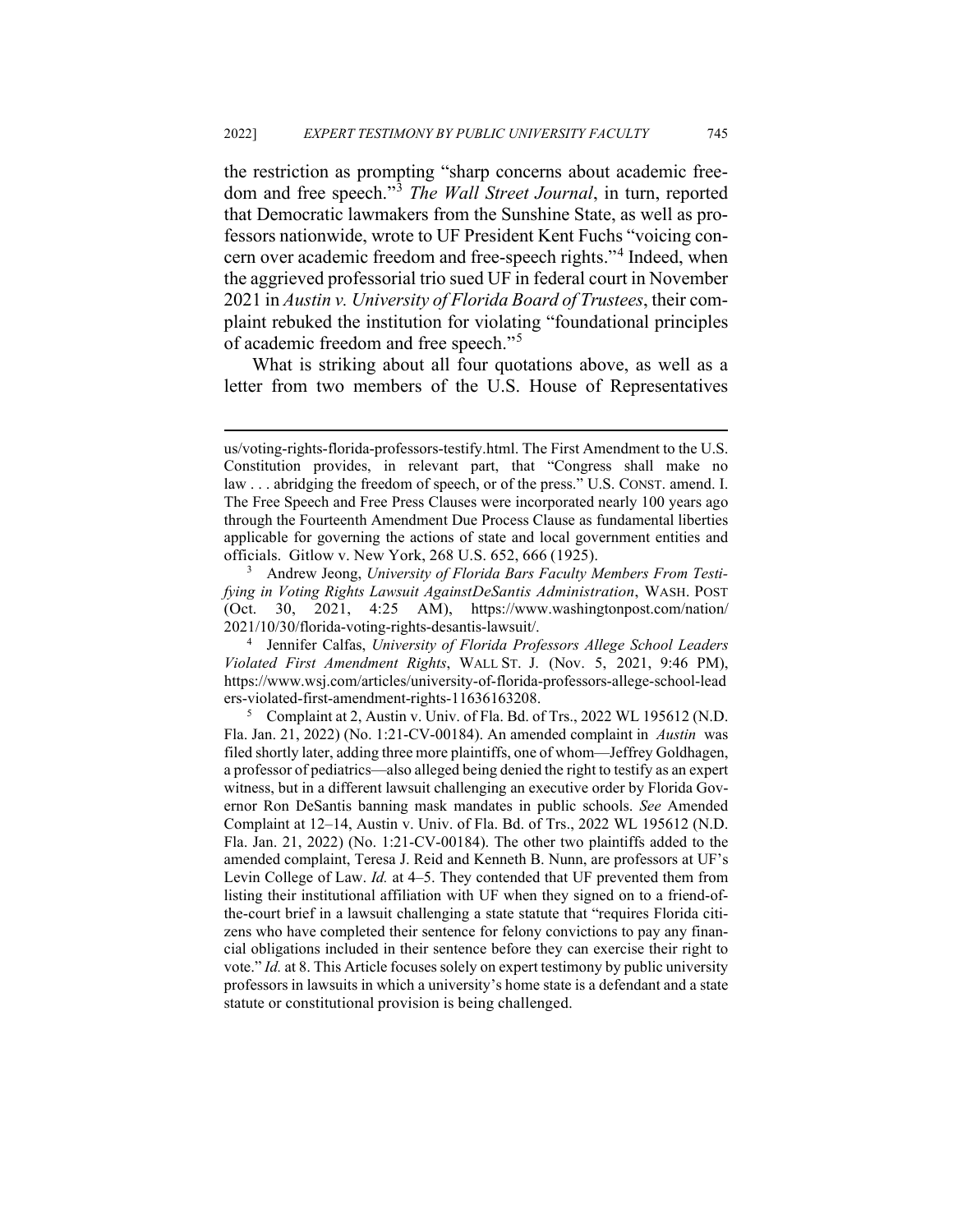the restriction as prompting "sharp concerns about academic freedom and free speech."[3] *The Wall Street Journal*, in turn, reported that Democratic lawmakers from the Sunshine State, as well as professors nationwide, wrote to UF President Kent Fuchs "voicing concern over academic freedom and free-speech rights."[4] Indeed, when the aggrieved professorial trio sued UF in federal court in November 2021 in *Austin v. University of Florida Board of Trustees*, their complaint rebuked the institution for violating "foundational principles of academic freedom and free speech."[5]

What is striking about all four quotations above, as well as a letter from two members of the U.S. House of Representatives

---

us/voting-rights-florida-professors-testify.html. The First Amendment to the U.S. Constitution provides, in relevant part, that "Congress shall make no law . . . abridging the freedom of speech, or of the press." U.S. CONST. amend. I. The Free Speech and Free Press Clauses were incorporated nearly 100 years ago through the Fourteenth Amendment Due Process Clause as fundamental liberties applicable for governing the actions of state and local government entities and officials. Gitlow v. New York, 268 U.S. 652, 666 (1925).

[3] Andrew Jeong, *University of Florida Bars Faculty Members From Testifying in Voting Rights Lawsuit AgainstDeSantis Administration*, WASH. POST (Oct. 30, 2021, 4:25 AM), https://www.washingtonpost.com/nation/2021/10/30/florida-voting-rights-desantis-lawsuit/.

[4] Jennifer Calfas, *University of Florida Professors Allege School Leaders Violated First Amendment Rights*, WALL ST. J. (Nov. 5, 2021, 9:46 PM), https://www.wsj.com/articles/university-of-florida-professors-allege-school-leaders-violated-first-amendment-rights-11636163208.

[5] Complaint at 2, Austin v. Univ. of Fla. Bd. of Trs., 2022 WL 195612 (N.D. Fla. Jan. 21, 2022) (No. 1:21-CV-00184). An amended complaint in *Austin* was filed shortly later, adding three more plaintiffs, one of whom—Jeffrey Goldhagen, a professor of pediatrics—also alleged being denied the right to testify as an expert witness, but in a different lawsuit challenging an executive order by Florida Governor Ron DeSantis banning mask mandates in public schools. *See* Amended Complaint at 12–14, Austin v. Univ. of Fla. Bd. of Trs., 2022 WL 195612 (N.D. Fla. Jan. 21, 2022) (No. 1:21-CV-00184). The other two plaintiffs added to the amended complaint, Teresa J. Reid and Kenneth B. Nunn, are professors at UF's Levin College of Law. *Id.* at 4–5. They contended that UF prevented them from listing their institutional affiliation with UF when they signed on to a friend-of-the-court brief in a lawsuit challenging a state statute that "requires Florida citizens who have completed their sentence for felony convictions to pay any financial obligations included in their sentence before they can exercise their right to vote." *Id.* at 8. This Article focuses solely on expert testimony by public university professors in lawsuits in which a university's home state is a defendant and a state statute or constitutional provision is being challenged.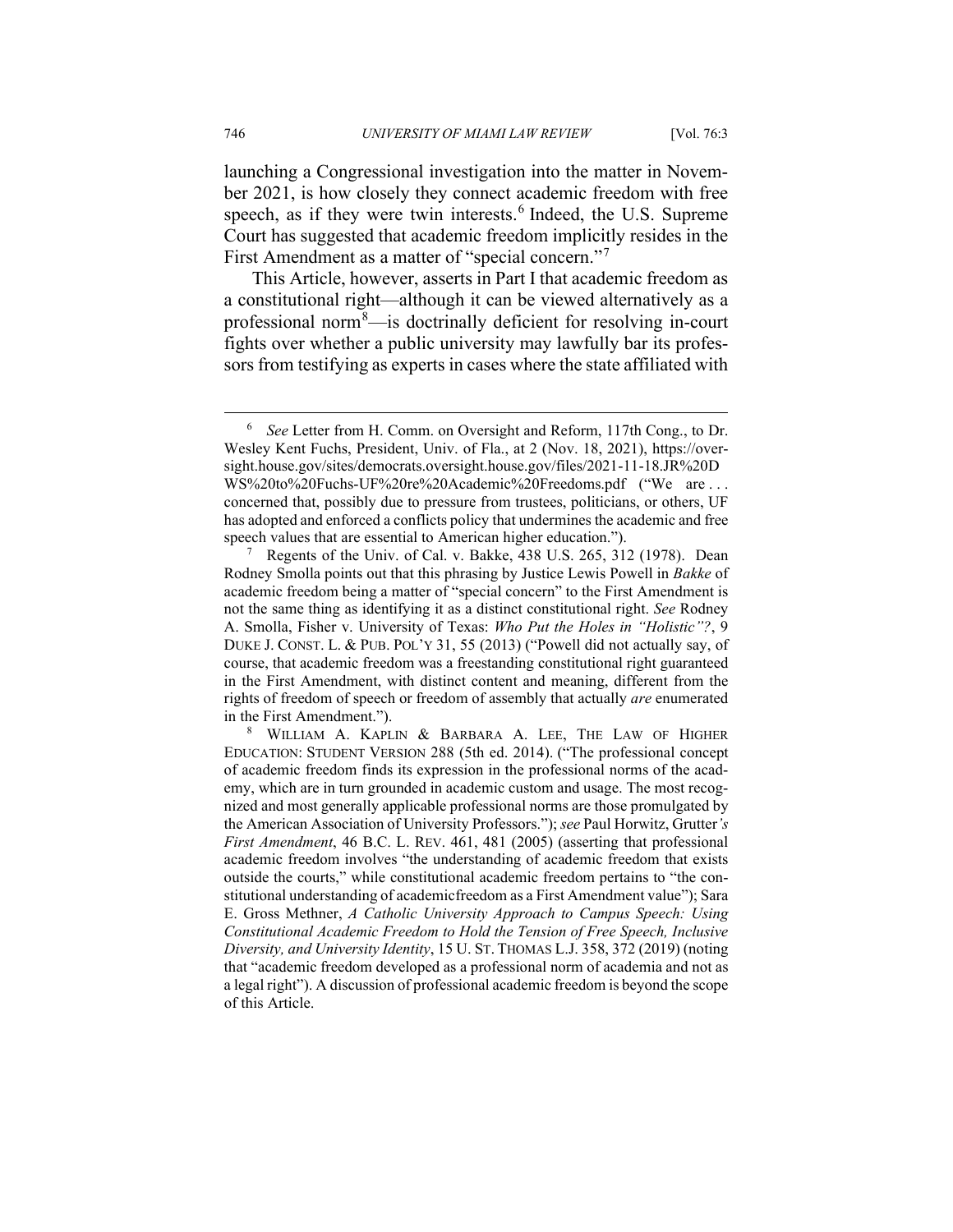launching a Congressional investigation into the matter in November 2021, is how closely they connect academic freedom with free speech, as if they were twin interests.[6] Indeed, the U.S. Supreme Court has suggested that academic freedom implicitly resides in the First Amendment as a matter of "special concern."[7]

This Article, however, asserts in Part I that academic freedom as a constitutional right—although it can be viewed alternatively as a professional norm[8]—is doctrinally deficient for resolving in-court fights over whether a public university may lawfully bar its professors from testifying as experts in cases where the state affiliated with

---

[6] *See* Letter from H. Comm. on Oversight and Reform, 117th Cong., to Dr. Wesley Kent Fuchs, President, Univ. of Fla., at 2 (Nov. 18, 2021), https://oversight.house.gov/sites/democrats.oversight.house.gov/files/2021-11-18.JR%20DWS%20to%20Fuchs-UF%20re%20Academic%20Freedoms.pdf ("We are . . . concerned that, possibly due to pressure from trustees, politicians, or others, UF has adopted and enforced a conflicts policy that undermines the academic and free speech values that are essential to American higher education.").

[7] Regents of the Univ. of Cal. v. Bakke, 438 U.S. 265, 312 (1978). Dean Rodney Smolla points out that this phrasing by Justice Lewis Powell in *Bakke* of academic freedom being a matter of "special concern" to the First Amendment is not the same thing as identifying it as a distinct constitutional right. *See* Rodney A. Smolla, Fisher v. University of Texas: *Who Put the Holes in "Holistic"?*, 9 DUKE J. CONST. L. & PUB. POL'Y 31, 55 (2013) ("Powell did not actually say, of course, that academic freedom was a freestanding constitutional right guaranteed in the First Amendment, with distinct content and meaning, different from the rights of freedom of speech or freedom of assembly that actually *are* enumerated in the First Amendment.").

[8] WILLIAM A. KAPLIN & BARBARA A. LEE, THE LAW OF HIGHER EDUCATION: STUDENT VERSION 288 (5th ed. 2014). ("The professional concept of academic freedom finds its expression in the professional norms of the academy, which are in turn grounded in academic custom and usage. The most recognized and most generally applicable professional norms are those promulgated by the American Association of University Professors."); *see* Paul Horwitz, Grutter*'s First Amendment*, 46 B.C. L. REV. 461, 481 (2005) (asserting that professional academic freedom involves "the understanding of academic freedom that exists outside the courts," while constitutional academic freedom pertains to "the constitutional understanding of academicfreedom as a First Amendment value"); Sara E. Gross Methner, *A Catholic University Approach to Campus Speech: Using Constitutional Academic Freedom to Hold the Tension of Free Speech, Inclusive Diversity, and University Identity*, 15 U. ST. THOMAS L.J. 358, 372 (2019) (noting that "academic freedom developed as a professional norm of academia and not as a legal right"). A discussion of professional academic freedom is beyond the scope of this Article.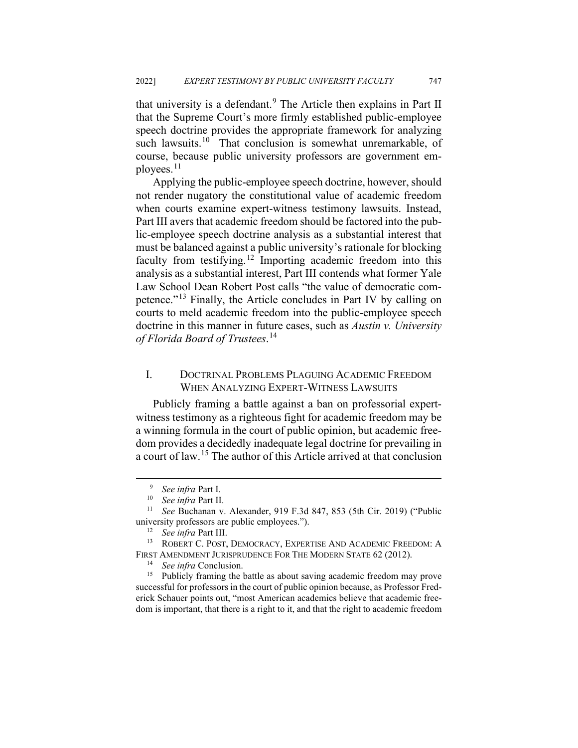that university is a defendant.[9] The Article then explains in Part II that the Supreme Court's more firmly established public-employee speech doctrine provides the appropriate framework for analyzing such lawsuits.[10] That conclusion is somewhat unremarkable, of course, because public university professors are government employees.[11]

Applying the public-employee speech doctrine, however, should not render nugatory the constitutional value of academic freedom when courts examine expert-witness testimony lawsuits. Instead, Part III avers that academic freedom should be factored into the public-employee speech doctrine analysis as a substantial interest that must be balanced against a public university's rationale for blocking faculty from testifying.[12] Importing academic freedom into this analysis as a substantial interest, Part III contends what former Yale Law School Dean Robert Post calls "the value of democratic competence."[13] Finally, the Article concludes in Part IV by calling on courts to meld academic freedom into the public-employee speech doctrine in this manner in future cases, such as *Austin v. University of Florida Board of Trustees*.[14]

## I. DOCTRINAL PROBLEMS PLAGUING ACADEMIC FREEDOM WHEN ANALYZING EXPERT-WITNESS LAWSUITS

Publicly framing a battle against a ban on professorial expert-witness testimony as a righteous fight for academic freedom may be a winning formula in the court of public opinion, but academic freedom provides a decidedly inadequate legal doctrine for prevailing in a court of law.[15] The author of this Article arrived at that conclusion

---

[9] *See infra* Part I.

[10] *See infra* Part II.

[11] *See* Buchanan v. Alexander, 919 F.3d 847, 853 (5th Cir. 2019) ("Public university professors are public employees.").

[12] *See infra* Part III.

[13] ROBERT C. POST, DEMOCRACY, EXPERTISE AND ACADEMIC FREEDOM: A FIRST AMENDMENT JURISPRUDENCE FOR THE MODERN STATE 62 (2012).

[14] *See infra* Conclusion.

[15] Publicly framing the battle as about saving academic freedom may prove successful for professors in the court of public opinion because, as Professor Frederick Schauer points out, "most American academics believe that academic freedom is important, that there is a right to it, and that the right to academic freedom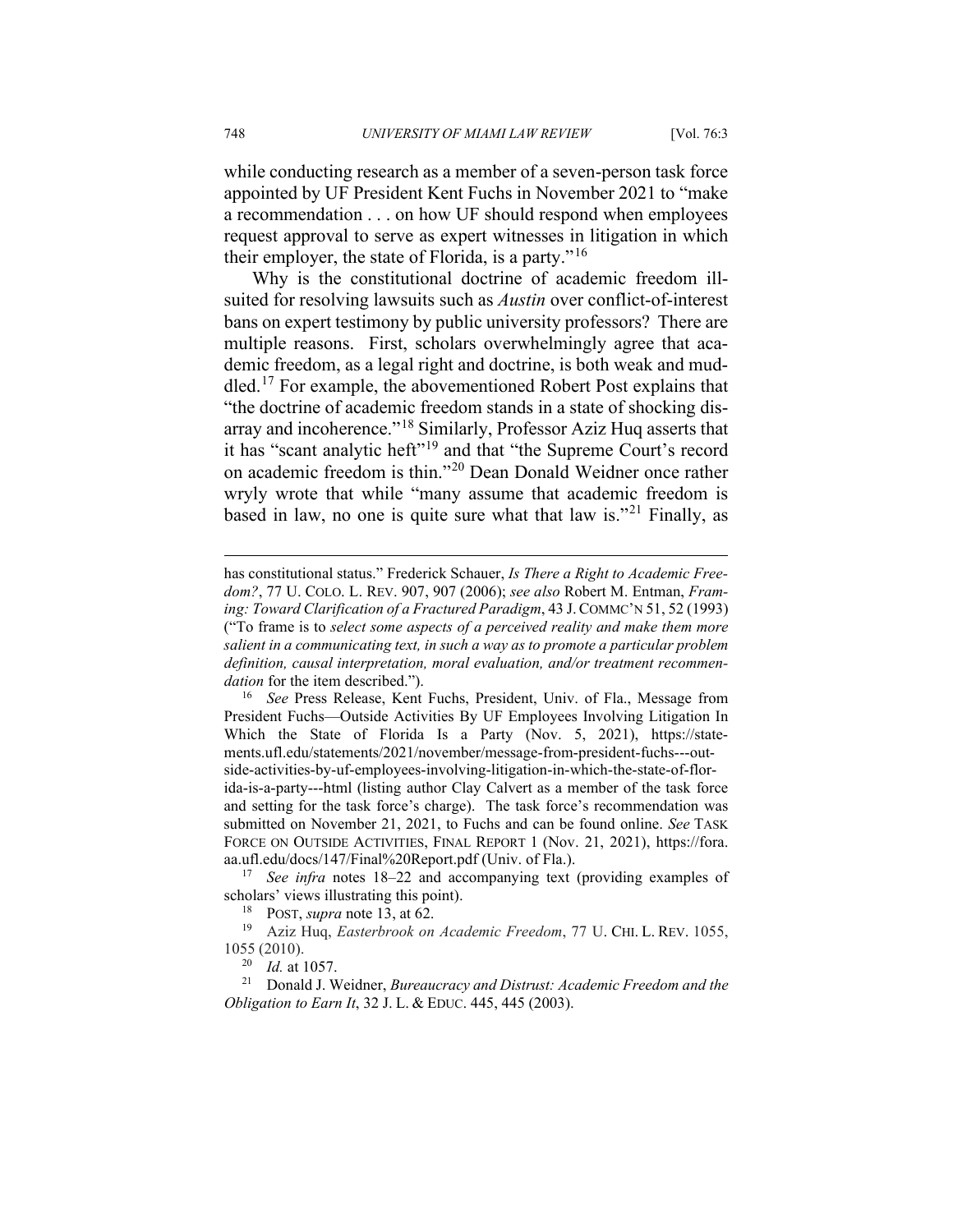while conducting research as a member of a seven-person task force appointed by UF President Kent Fuchs in November 2021 to "make a recommendation . . . on how UF should respond when employees request approval to serve as expert witnesses in litigation in which their employer, the state of Florida, is a party."[16]

Why is the constitutional doctrine of academic freedom ill-suited for resolving lawsuits such as *Austin* over conflict-of-interest bans on expert testimony by public university professors? There are multiple reasons. First, scholars overwhelmingly agree that academic freedom, as a legal right and doctrine, is both weak and muddled.[17] For example, the abovementioned Robert Post explains that "the doctrine of academic freedom stands in a state of shocking disarray and incoherence."[18] Similarly, Professor Aziz Huq asserts that it has "scant analytic heft"[19] and that "the Supreme Court's record on academic freedom is thin."[20] Dean Donald Weidner once rather wryly wrote that while "many assume that academic freedom is based in law, no one is quite sure what that law is."[21] Finally, as

---

has constitutional status." Frederick Schauer, *Is There a Right to Academic Freedom?*, 77 U. COLO. L. REV. 907, 907 (2006); *see also* Robert M. Entman, *Framing: Toward Clarification of a Fractured Paradigm*, 43 J. COMMC'N 51, 52 (1993) ("To frame is to *select some aspects of a perceived reality and make them more salient in a communicating text, in such a way as to promote a particular problem definition, causal interpretation, moral evaluation, and/or treatment recommendation* for the item described.").

[16] *See* Press Release, Kent Fuchs, President, Univ. of Fla., Message from President Fuchs—Outside Activities By UF Employees Involving Litigation In Which the State of Florida Is a Party (Nov. 5, 2021), https://statements.ufl.edu/statements/2021/november/message-from-president-fuchs---outside-activities-by-uf-employees-involving-litigation-in-which-the-state-of-florida-is-a-party---html (listing author Clay Calvert as a member of the task force and setting for the task force's charge). The task force's recommendation was submitted on November 21, 2021, to Fuchs and can be found online. *See* TASK FORCE ON OUTSIDE ACTIVITIES, FINAL REPORT 1 (Nov. 21, 2021), https://fora.aa.ufl.edu/docs/147/Final%20Report.pdf (Univ. of Fla.).

[17] *See infra* notes 18–22 and accompanying text (providing examples of scholars' views illustrating this point).

[18] POST, *supra* note 13, at 62.

[19] Aziz Huq, *Easterbrook on Academic Freedom*, 77 U. CHI. L. REV. 1055, 1055 (2010).

[20] *Id.* at 1057.

[21] Donald J. Weidner, *Bureaucracy and Distrust: Academic Freedom and the Obligation to Earn It*, 32 J. L. & EDUC. 445, 445 (2003).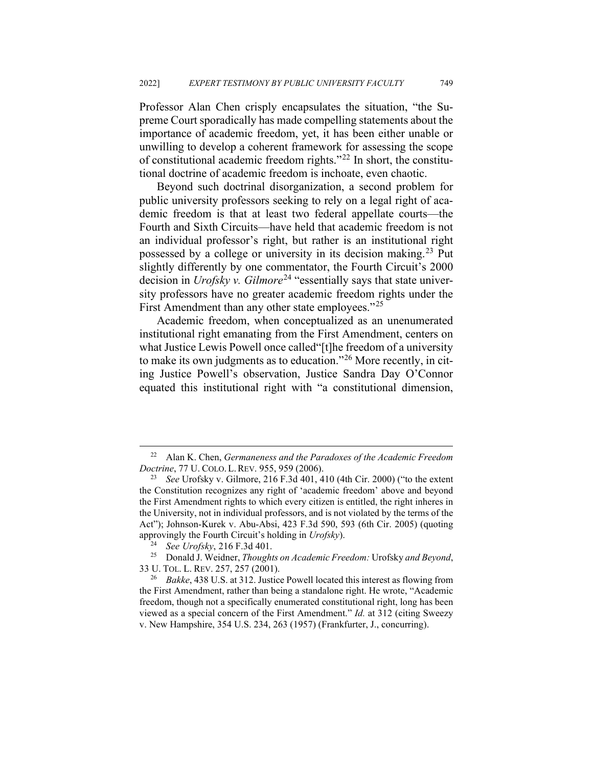Professor Alan Chen crisply encapsulates the situation, "the Supreme Court sporadically has made compelling statements about the importance of academic freedom, yet, it has been either unable or unwilling to develop a coherent framework for assessing the scope of constitutional academic freedom rights."[22] In short, the constitutional doctrine of academic freedom is inchoate, even chaotic.

Beyond such doctrinal disorganization, a second problem for public university professors seeking to rely on a legal right of academic freedom is that at least two federal appellate courts—the Fourth and Sixth Circuits—have held that academic freedom is not an individual professor's right, but rather is an institutional right possessed by a college or university in its decision making.[23] Put slightly differently by one commentator, the Fourth Circuit's 2000 decision in *Urofsky v. Gilmore*[24] "essentially says that state university professors have no greater academic freedom rights under the First Amendment than any other state employees."[25]

Academic freedom, when conceptualized as an unenumerated institutional right emanating from the First Amendment, centers on what Justice Lewis Powell once called"[t]he freedom of a university to make its own judgments as to education."[26] More recently, in citing Justice Powell's observation, Justice Sandra Day O'Connor equated this institutional right with "a constitutional dimension,

---

[22] Alan K. Chen, *Germaneness and the Paradoxes of the Academic Freedom Doctrine*, 77 U. COLO. L. REV. 955, 959 (2006).

[23] *See* Urofsky v. Gilmore, 216 F.3d 401, 410 (4th Cir. 2000) ("to the extent the Constitution recognizes any right of 'academic freedom' above and beyond the First Amendment rights to which every citizen is entitled, the right inheres in the University, not in individual professors, and is not violated by the terms of the Act"); Johnson-Kurek v. Abu-Absi, 423 F.3d 590, 593 (6th Cir. 2005) (quoting approvingly the Fourth Circuit's holding in *Urofsky*).

[24] *See Urofsky*, 216 F.3d 401.

[25] Donald J. Weidner, *Thoughts on Academic Freedom:* Urofsky *and Beyond*, 33 U. TOL. L. REV. 257, 257 (2001).

[26] *Bakke*, 438 U.S. at 312. Justice Powell located this interest as flowing from the First Amendment, rather than being a standalone right. He wrote, "Academic freedom, though not a specifically enumerated constitutional right, long has been viewed as a special concern of the First Amendment." *Id.* at 312 (citing Sweezy v. New Hampshire, 354 U.S. 234, 263 (1957) (Frankfurter, J., concurring).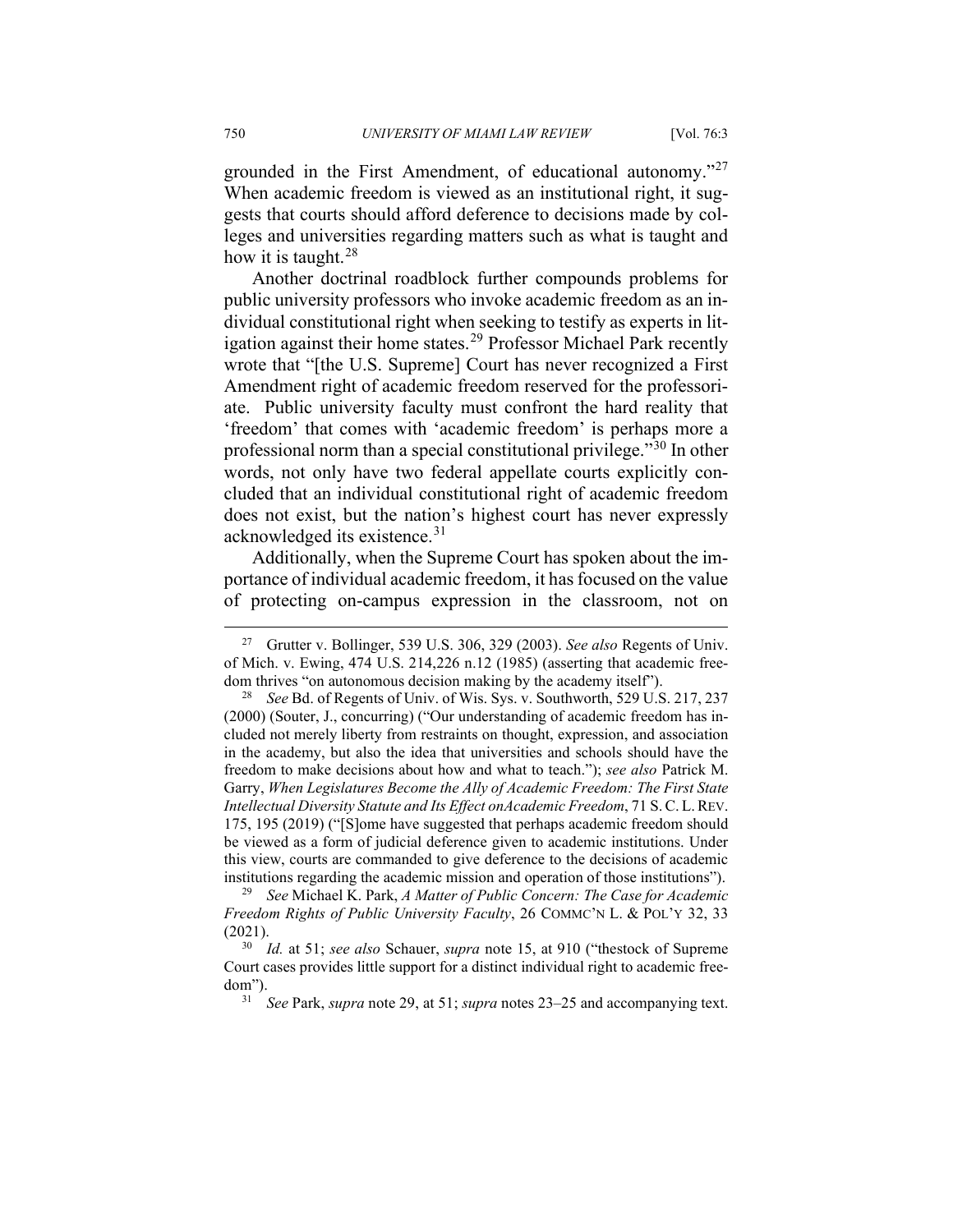grounded in the First Amendment, of educational autonomy."[27] When academic freedom is viewed as an institutional right, it suggests that courts should afford deference to decisions made by colleges and universities regarding matters such as what is taught and how it is taught.[28]

Another doctrinal roadblock further compounds problems for public university professors who invoke academic freedom as an individual constitutional right when seeking to testify as experts in litigation against their home states.[29] Professor Michael Park recently wrote that "[the U.S. Supreme] Court has never recognized a First Amendment right of academic freedom reserved for the professoriate. Public university faculty must confront the hard reality that 'freedom' that comes with 'academic freedom' is perhaps more a professional norm than a special constitutional privilege."[30] In other words, not only have two federal appellate courts explicitly concluded that an individual constitutional right of academic freedom does not exist, but the nation's highest court has never expressly acknowledged its existence.[31]

Additionally, when the Supreme Court has spoken about the importance of individual academic freedom, it has focused on the value of protecting on-campus expression in the classroom, not on

---

[27] Grutter v. Bollinger, 539 U.S. 306, 329 (2003). *See also* Regents of Univ. of Mich. v. Ewing, 474 U.S. 214,226 n.12 (1985) (asserting that academic freedom thrives "on autonomous decision making by the academy itself").

[28] *See* Bd. of Regents of Univ. of Wis. Sys. v. Southworth, 529 U.S. 217, 237 (2000) (Souter, J., concurring) ("Our understanding of academic freedom has included not merely liberty from restraints on thought, expression, and association in the academy, but also the idea that universities and schools should have the freedom to make decisions about how and what to teach."); *see also* Patrick M. Garry, *When Legislatures Become the Ally of Academic Freedom: The First State Intellectual Diversity Statute and Its Effect onAcademic Freedom*, 71 S. C. L. REV. 175, 195 (2019) ("[S]ome have suggested that perhaps academic freedom should be viewed as a form of judicial deference given to academic institutions. Under this view, courts are commanded to give deference to the decisions of academic institutions regarding the academic mission and operation of those institutions").

[29] *See* Michael K. Park, *A Matter of Public Concern: The Case for Academic Freedom Rights of Public University Faculty*, 26 COMMC'N L. & POL'Y 32, 33 (2021).

[30] *Id.* at 51; *see also* Schauer, *supra* note 15, at 910 ("thestock of Supreme Court cases provides little support for a distinct individual right to academic freedom").

[31] *See* Park, *supra* note 29, at 51; *supra* notes 23–25 and accompanying text.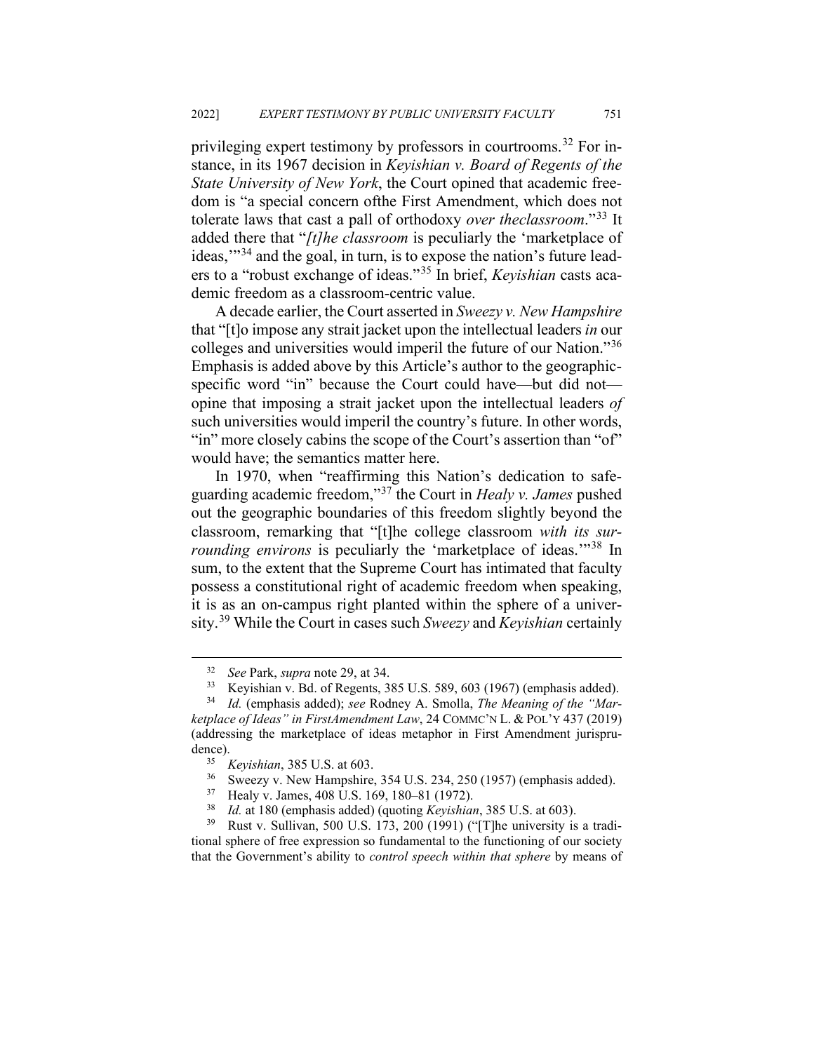privileging expert testimony by professors in courtrooms.[32] For instance, in its 1967 decision in *Keyishian v. Board of Regents of the State University of New York*, the Court opined that academic freedom is "a special concern ofthe First Amendment, which does not tolerate laws that cast a pall of orthodoxy *over theclassroom*."[33] It added there that "*[t]he classroom* is peculiarly the 'marketplace of ideas,'"[34] and the goal, in turn, is to expose the nation's future leaders to a "robust exchange of ideas."[35] In brief, *Keyishian* casts academic freedom as a classroom-centric value.

A decade earlier, the Court asserted in *Sweezy v. New Hampshire* that "[t]o impose any strait jacket upon the intellectual leaders *in* our colleges and universities would imperil the future of our Nation."[36] Emphasis is added above by this Article's author to the geographic-specific word "in" because the Court could have—but did not—opine that imposing a strait jacket upon the intellectual leaders *of* such universities would imperil the country's future. In other words, "in" more closely cabins the scope of the Court's assertion than "of" would have; the semantics matter here.

In 1970, when "reaffirming this Nation's dedication to safeguarding academic freedom,"[37] the Court in *Healy v. James* pushed out the geographic boundaries of this freedom slightly beyond the classroom, remarking that "[t]he college classroom *with its surrounding environs* is peculiarly the 'marketplace of ideas.'"[38] In sum, to the extent that the Supreme Court has intimated that faculty possess a constitutional right of academic freedom when speaking, it is as an on-campus right planted within the sphere of a university.[39] While the Court in cases such *Sweezy* and *Keyishian* certainly

---

[32] *See* Park, *supra* note 29, at 34.

[33] Keyishian v. Bd. of Regents, 385 U.S. 589, 603 (1967) (emphasis added).

[34] *Id.* (emphasis added); *see* Rodney A. Smolla, *The Meaning of the "Marketplace of Ideas" in FirstAmendment Law*, 24 COMMC'N L. & POL'Y 437 (2019) (addressing the marketplace of ideas metaphor in First Amendment jurisprudence).

[35] *Keyishian*, 385 U.S. at 603.

[36] Sweezy v. New Hampshire, 354 U.S. 234, 250 (1957) (emphasis added).

[37] Healy v. James, 408 U.S. 169, 180–81 (1972).

[38] *Id.* at 180 (emphasis added) (quoting *Keyishian*, 385 U.S. at 603).

[39] Rust v. Sullivan, 500 U.S. 173, 200 (1991) ("[T]he university is a traditional sphere of free expression so fundamental to the functioning of our society that the Government's ability to *control speech within that sphere* by means of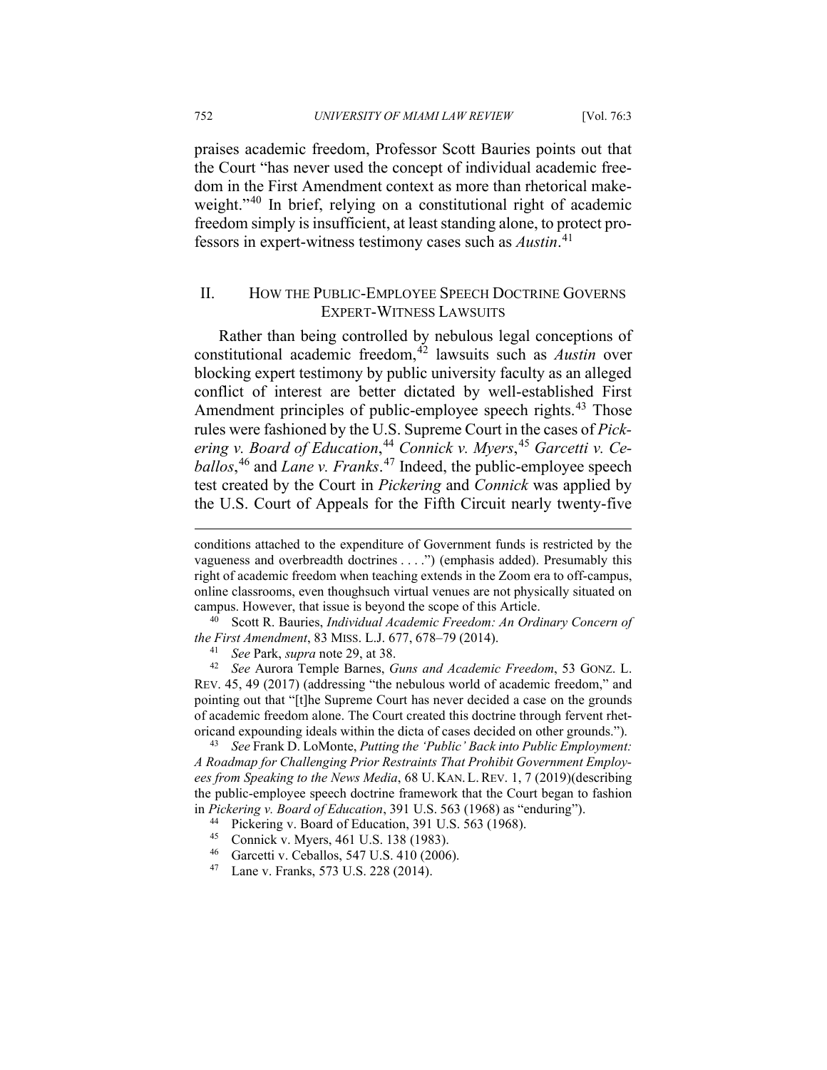praises academic freedom, Professor Scott Bauries points out that the Court "has never used the concept of individual academic freedom in the First Amendment context as more than rhetorical makeweight."[40] In brief, relying on a constitutional right of academic freedom simply is insufficient, at least standing alone, to protect professors in expert-witness testimony cases such as *Austin*.[41]

## II. How the Public-Employee Speech Doctrine Governs Expert-Witness Lawsuits

Rather than being controlled by nebulous legal conceptions of constitutional academic freedom,[42] lawsuits such as *Austin* over blocking expert testimony by public university faculty as an alleged conflict of interest are better dictated by well-established First Amendment principles of public-employee speech rights.[43] Those rules were fashioned by the U.S. Supreme Court in the cases of *Pickering v. Board of Education*,[44] *Connick v. Myers*,[45] *Garcetti v. Ceballos*,[46] and *Lane v. Franks*.[47] Indeed, the public-employee speech test created by the Court in *Pickering* and *Connick* was applied by the U.S. Court of Appeals for the Fifth Circuit nearly twenty-five

---

conditions attached to the expenditure of Government funds is restricted by the vagueness and overbreadth doctrines . . . .") (emphasis added). Presumably this right of academic freedom when teaching extends in the Zoom era to off-campus, online classrooms, even thoughsuch virtual venues are not physically situated on campus. However, that issue is beyond the scope of this Article.

[40] Scott R. Bauries, *Individual Academic Freedom: An Ordinary Concern of the First Amendment*, 83 MISS. L.J. 677, 678–79 (2014).

[41] *See* Park, *supra* note 29, at 38.

[42] *See* Aurora Temple Barnes, *Guns and Academic Freedom*, 53 GONZ. L. REV. 45, 49 (2017) (addressing "the nebulous world of academic freedom," and pointing out that "[t]he Supreme Court has never decided a case on the grounds of academic freedom alone. The Court created this doctrine through fervent rhetoricand expounding ideals within the dicta of cases decided on other grounds.").

[43] *See* Frank D. LoMonte, *Putting the 'Public' Back into Public Employment: A Roadmap for Challenging Prior Restraints That Prohibit Government Employees from Speaking to the News Media*, 68 U. KAN. L. REV. 1, 7 (2019)(describing the public-employee speech doctrine framework that the Court began to fashion in *Pickering v. Board of Education*, 391 U.S. 563 (1968) as "enduring").

[44] Pickering v. Board of Education, 391 U.S. 563 (1968).

[45] Connick v. Myers, 461 U.S. 138 (1983).

[46] Garcetti v. Ceballos, 547 U.S. 410 (2006).

[47] Lane v. Franks, 573 U.S. 228 (2014).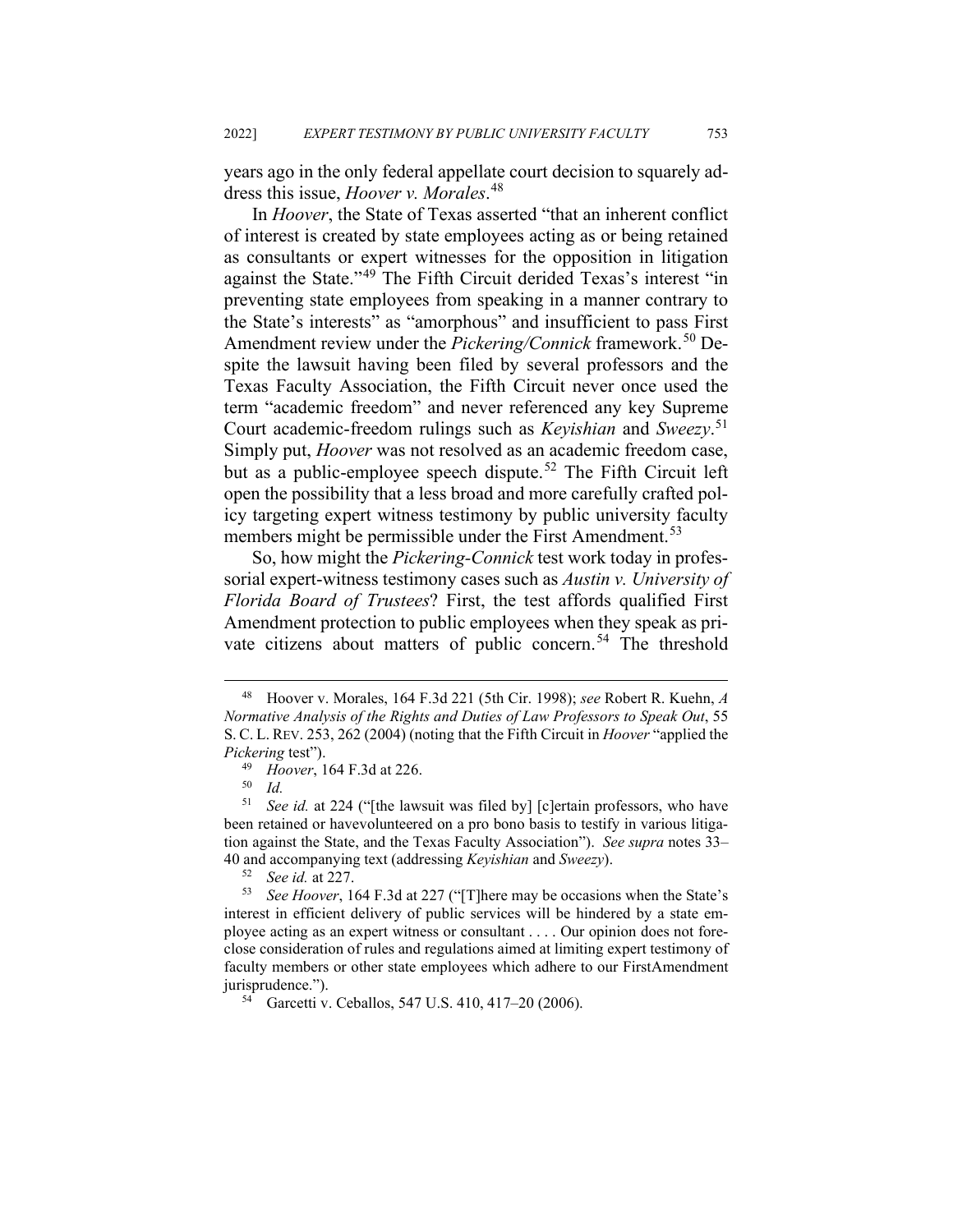years ago in the only federal appellate court decision to squarely address this issue, *Hoover v. Morales*.[48]

In *Hoover*, the State of Texas asserted "that an inherent conflict of interest is created by state employees acting as or being retained as consultants or expert witnesses for the opposition in litigation against the State."[49] The Fifth Circuit derided Texas's interest "in preventing state employees from speaking in a manner contrary to the State's interests" as "amorphous" and insufficient to pass First Amendment review under the *Pickering/Connick* framework.[50] Despite the lawsuit having been filed by several professors and the Texas Faculty Association, the Fifth Circuit never once used the term "academic freedom" and never referenced any key Supreme Court academic-freedom rulings such as *Keyishian* and *Sweezy*.[51] Simply put, *Hoover* was not resolved as an academic freedom case, but as a public-employee speech dispute.[52] The Fifth Circuit left open the possibility that a less broad and more carefully crafted policy targeting expert witness testimony by public university faculty members might be permissible under the First Amendment.[53]

So, how might the *Pickering-Connick* test work today in professorial expert-witness testimony cases such as *Austin v. University of Florida Board of Trustees*? First, the test affords qualified First Amendment protection to public employees when they speak as private citizens about matters of public concern.[54] The threshold

---

[48] Hoover v. Morales, 164 F.3d 221 (5th Cir. 1998); *see* Robert R. Kuehn, *A Normative Analysis of the Rights and Duties of Law Professors to Speak Out*, 55 S. C. L. REV. 253, 262 (2004) (noting that the Fifth Circuit in *Hoover* "applied the *Pickering* test").

[49] *Hoover*, 164 F.3d at 226.

[50] *Id.*

[51] *See id.* at 224 ("[the lawsuit was filed by] [c]ertain professors, who have been retained or havevolunteered on a pro bono basis to testify in various litigation against the State, and the Texas Faculty Association"). *See supra* notes 33–40 and accompanying text (addressing *Keyishian* and *Sweezy*).

[52] *See id.* at 227.

[53] *See Hoover*, 164 F.3d at 227 ("[T]here may be occasions when the State's interest in efficient delivery of public services will be hindered by a state employee acting as an expert witness or consultant . . . . Our opinion does not foreclose consideration of rules and regulations aimed at limiting expert testimony of faculty members or other state employees which adhere to our FirstAmendment jurisprudence.").

[54] Garcetti v. Ceballos, 547 U.S. 410, 417–20 (2006).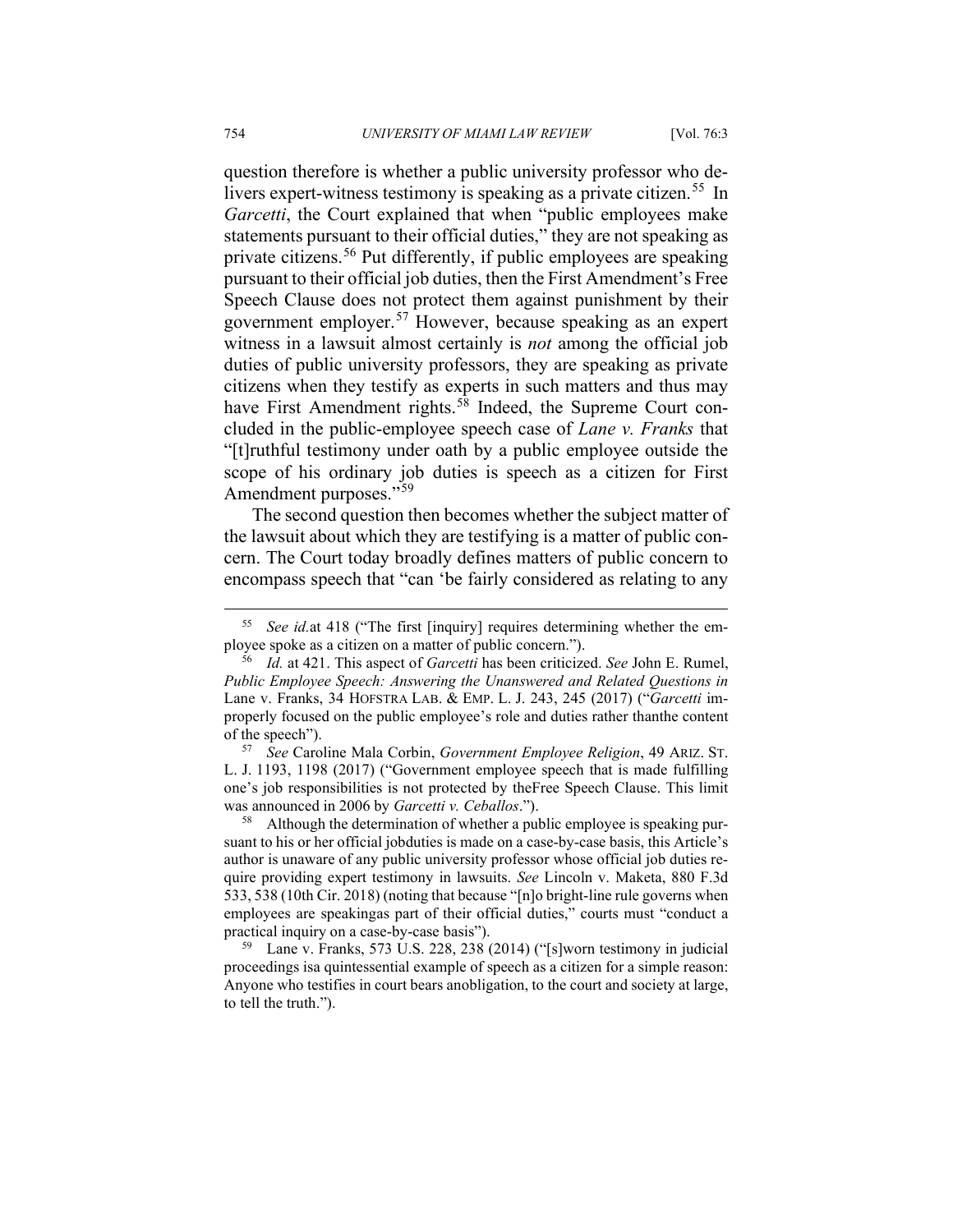question therefore is whether a public university professor who delivers expert-witness testimony is speaking as a private citizen.[55] In *Garcetti*, the Court explained that when "public employees make statements pursuant to their official duties," they are not speaking as private citizens.[56] Put differently, if public employees are speaking pursuant to their official job duties, then the First Amendment's Free Speech Clause does not protect them against punishment by their government employer.[57] However, because speaking as an expert witness in a lawsuit almost certainly is *not* among the official job duties of public university professors, they are speaking as private citizens when they testify as experts in such matters and thus may have First Amendment rights.[58] Indeed, the Supreme Court concluded in the public-employee speech case of *Lane v. Franks* that "[t]ruthful testimony under oath by a public employee outside the scope of his ordinary job duties is speech as a citizen for First Amendment purposes."[59]

The second question then becomes whether the subject matter of the lawsuit about which they are testifying is a matter of public concern. The Court today broadly defines matters of public concern to encompass speech that "can 'be fairly considered as relating to any

---

[55] *See id.*at 418 ("The first [inquiry] requires determining whether the employee spoke as a citizen on a matter of public concern.").

[56] *Id.* at 421. This aspect of *Garcetti* has been criticized. *See* John E. Rumel, *Public Employee Speech: Answering the Unanswered and Related Questions in* Lane v. Franks, 34 HOFSTRA LAB. & EMP. L. J. 243, 245 (2017) ("*Garcetti* improperly focused on the public employee's role and duties rather thanthe content of the speech").

[57] *See* Caroline Mala Corbin, *Government Employee Religion*, 49 ARIZ. ST. L. J. 1193, 1198 (2017) ("Government employee speech that is made fulfilling one's job responsibilities is not protected by theFree Speech Clause. This limit was announced in 2006 by *Garcetti v. Ceballos*.").

[58] Although the determination of whether a public employee is speaking pursuant to his or her official jobduties is made on a case-by-case basis, this Article's author is unaware of any public university professor whose official job duties require providing expert testimony in lawsuits. *See* Lincoln v. Maketa, 880 F.3d 533, 538 (10th Cir. 2018) (noting that because "[n]o bright-line rule governs when employees are speakingas part of their official duties," courts must "conduct a practical inquiry on a case-by-case basis").

[59] Lane v. Franks, 573 U.S. 228, 238 (2014) ("[s]worn testimony in judicial proceedings isa quintessential example of speech as a citizen for a simple reason: Anyone who testifies in court bears anobligation, to the court and society at large, to tell the truth.").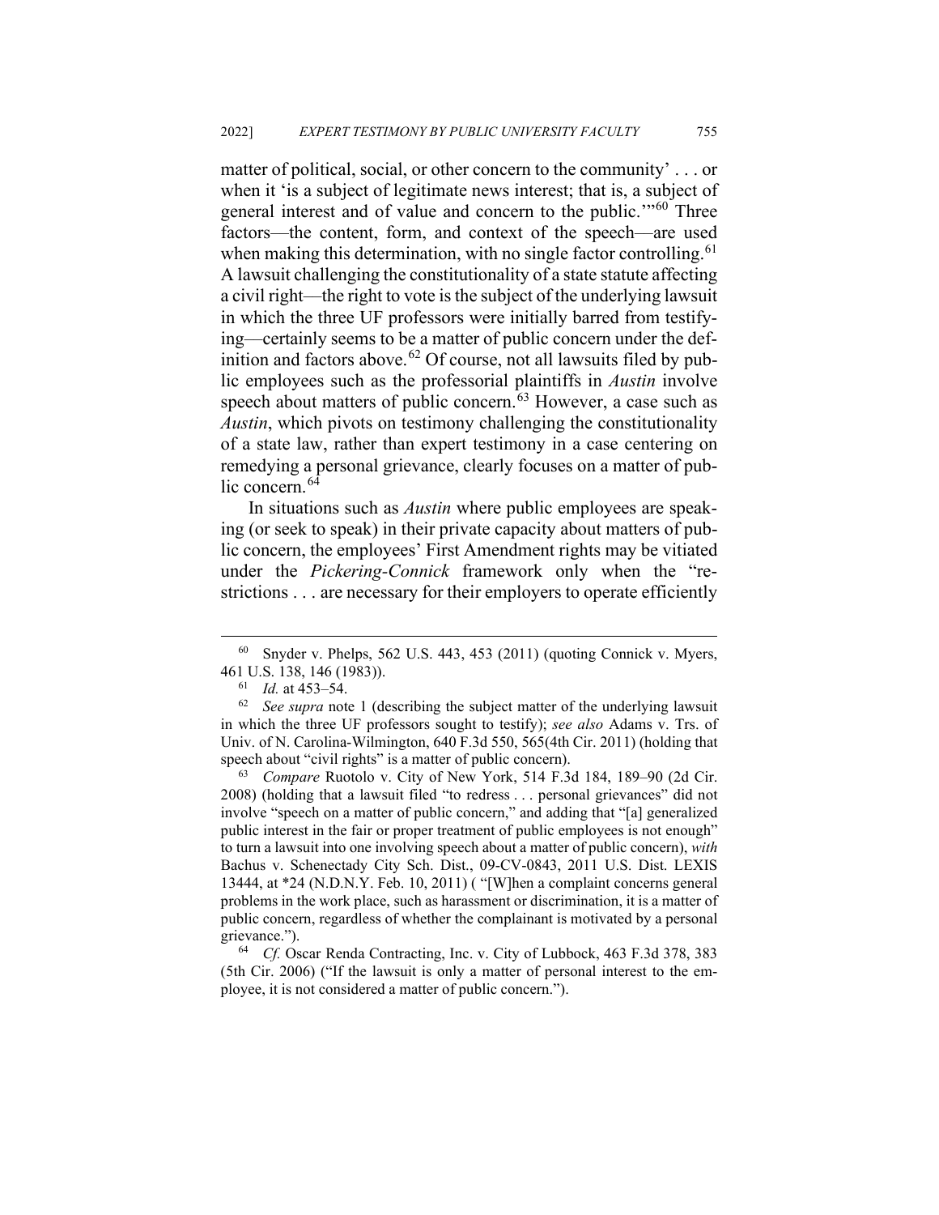matter of political, social, or other concern to the community' . . . or when it 'is a subject of legitimate news interest; that is, a subject of general interest and of value and concern to the public.'"[60] Three factors—the content, form, and context of the speech—are used when making this determination, with no single factor controlling.[61] A lawsuit challenging the constitutionality of a state statute affecting a civil right—the right to vote is the subject of the underlying lawsuit in which the three UF professors were initially barred from testifying—certainly seems to be a matter of public concern under the definition and factors above.[62] Of course, not all lawsuits filed by public employees such as the professorial plaintiffs in *Austin* involve speech about matters of public concern.[63] However, a case such as *Austin*, which pivots on testimony challenging the constitutionality of a state law, rather than expert testimony in a case centering on remedying a personal grievance, clearly focuses on a matter of public concern.[64]

In situations such as *Austin* where public employees are speaking (or seek to speak) in their private capacity about matters of public concern, the employees' First Amendment rights may be vitiated under the *Pickering-Connick* framework only when the "restrictions . . . are necessary for their employers to operate efficiently

---

[60] Snyder v. Phelps, 562 U.S. 443, 453 (2011) (quoting Connick v. Myers, 461 U.S. 138, 146 (1983)).

[61] *Id.* at 453–54.

[62] *See supra* note 1 (describing the subject matter of the underlying lawsuit in which the three UF professors sought to testify); *see also* Adams v. Trs. of Univ. of N. Carolina-Wilmington, 640 F.3d 550, 565(4th Cir. 2011) (holding that speech about "civil rights" is a matter of public concern).

[63] *Compare* Ruotolo v. City of New York, 514 F.3d 184, 189–90 (2d Cir. 2008) (holding that a lawsuit filed "to redress . . . personal grievances" did not involve "speech on a matter of public concern," and adding that "[a] generalized public interest in the fair or proper treatment of public employees is not enough" to turn a lawsuit into one involving speech about a matter of public concern), *with* Bachus v. Schenectady City Sch. Dist., 09-CV-0843, 2011 U.S. Dist. LEXIS 13444, at *24 (N.D.N.Y. Feb. 10, 2011) ( "[W]hen a complaint concerns general problems in the work place, such as harassment or discrimination, it is a matter of public concern, regardless of whether the complainant is motivated by a personal grievance.").

[64] *Cf.* Oscar Renda Contracting, Inc. v. City of Lubbock, 463 F.3d 378, 383 (5th Cir. 2006) ("If the lawsuit is only a matter of personal interest to the employee, it is not considered a matter of public concern.").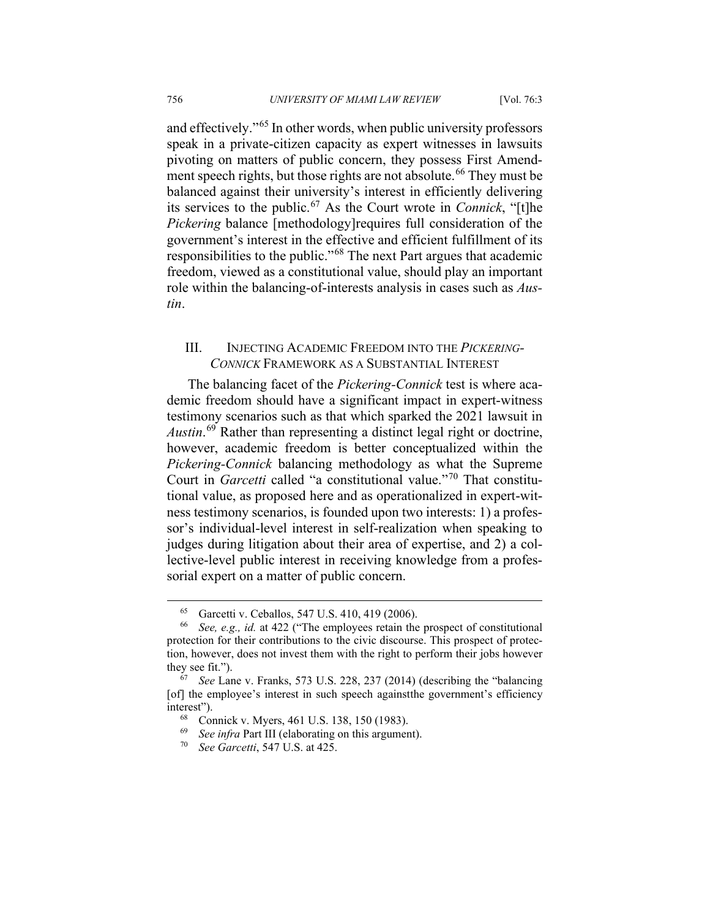and effectively."[65] In other words, when public university professors speak in a private-citizen capacity as expert witnesses in lawsuits pivoting on matters of public concern, they possess First Amendment speech rights, but those rights are not absolute.[66] They must be balanced against their university's interest in efficiently delivering its services to the public.[67] As the Court wrote in *Connick*, "[t]he *Pickering* balance [methodology]requires full consideration of the government's interest in the effective and efficient fulfillment of its responsibilities to the public."[68] The next Part argues that academic freedom, viewed as a constitutional value, should play an important role within the balancing-of-interests analysis in cases such as *Austin*.

## III. INJECTING ACADEMIC FREEDOM INTO THE *PICKERING-CONNICK* FRAMEWORK AS A SUBSTANTIAL INTEREST

The balancing facet of the *Pickering-Connick* test is where academic freedom should have a significant impact in expert-witness testimony scenarios such as that which sparked the 2021 lawsuit in *Austin*.[69] Rather than representing a distinct legal right or doctrine, however, academic freedom is better conceptualized within the *Pickering-Connick* balancing methodology as what the Supreme Court in *Garcetti* called "a constitutional value."[70] That constitutional value, as proposed here and as operationalized in expert-witness testimony scenarios, is founded upon two interests: 1) a professor's individual-level interest in self-realization when speaking to judges during litigation about their area of expertise, and 2) a collective-level public interest in receiving knowledge from a professorial expert on a matter of public concern.

---

[65] Garcetti v. Ceballos, 547 U.S. 410, 419 (2006).

[66] *See, e.g., id.* at 422 ("The employees retain the prospect of constitutional protection for their contributions to the civic discourse. This prospect of protection, however, does not invest them with the right to perform their jobs however they see fit.").

[67] *See* Lane v. Franks, 573 U.S. 228, 237 (2014) (describing the "balancing [of] the employee's interest in such speech againstthe government's efficiency interest").

[68] Connick v. Myers, 461 U.S. 138, 150 (1983).

[69] *See infra* Part III (elaborating on this argument).

[70] *See Garcetti*, 547 U.S. at 425.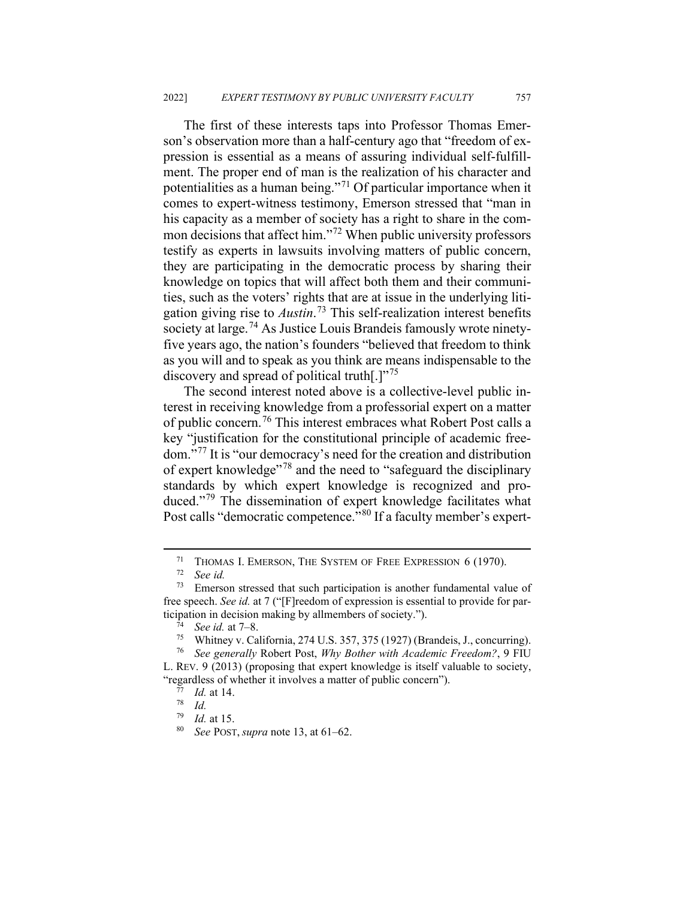The first of these interests taps into Professor Thomas Emerson's observation more than a half-century ago that "freedom of expression is essential as a means of assuring individual self-fulfillment. The proper end of man is the realization of his character and potentialities as a human being."[71] Of particular importance when it comes to expert-witness testimony, Emerson stressed that "man in his capacity as a member of society has a right to share in the common decisions that affect him."[72] When public university professors testify as experts in lawsuits involving matters of public concern, they are participating in the democratic process by sharing their knowledge on topics that will affect both them and their communities, such as the voters' rights that are at issue in the underlying litigation giving rise to *Austin*.[73] This self-realization interest benefits society at large.[74] As Justice Louis Brandeis famously wrote ninety-five years ago, the nation's founders "believed that freedom to think as you will and to speak as you think are means indispensable to the discovery and spread of political truth[.]"[75]

The second interest noted above is a collective-level public interest in receiving knowledge from a professorial expert on a matter of public concern.[76] This interest embraces what Robert Post calls a key "justification for the constitutional principle of academic freedom."[77] It is "our democracy's need for the creation and distribution of expert knowledge"[78] and the need to "safeguard the disciplinary standards by which expert knowledge is recognized and produced."[79] The dissemination of expert knowledge facilitates what Post calls "democratic competence."[80] If a faculty member's expert-

---

[71] THOMAS I. EMERSON, THE SYSTEM OF FREE EXPRESSION 6 (1970).

[72] *See id.*

[73] Emerson stressed that such participation is another fundamental value of free speech. *See id.* at 7 ("[F]reedom of expression is essential to provide for participation in decision making by allmembers of society.").

[74] *See id.* at 7–8.

[75] Whitney v. California, 274 U.S. 357, 375 (1927) (Brandeis, J., concurring).

[76] *See generally* Robert Post, *Why Bother with Academic Freedom?*, 9 FIU L. REV. 9 (2013) (proposing that expert knowledge is itself valuable to society, "regardless of whether it involves a matter of public concern").

[77] *Id.* at 14.

[78] *Id.*

[79] *Id.* at 15.

[80] *See* POST, *supra* note 13, at 61–62.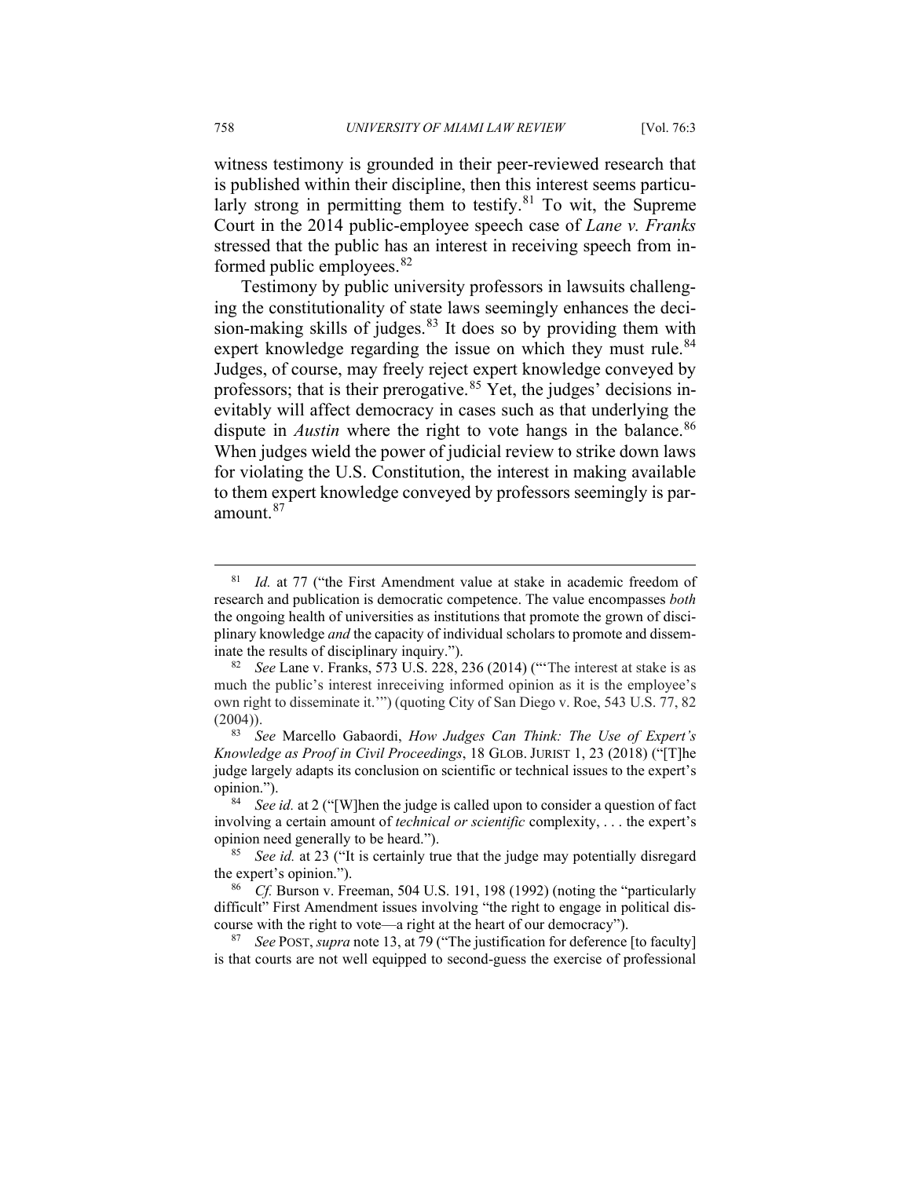witness testimony is grounded in their peer-reviewed research that is published within their discipline, then this interest seems particularly strong in permitting them to testify.[81] To wit, the Supreme Court in the 2014 public-employee speech case of *Lane v. Franks* stressed that the public has an interest in receiving speech from informed public employees.[82]

Testimony by public university professors in lawsuits challenging the constitutionality of state laws seemingly enhances the decision-making skills of judges.[83] It does so by providing them with expert knowledge regarding the issue on which they must rule.[84] Judges, of course, may freely reject expert knowledge conveyed by professors; that is their prerogative.[85] Yet, the judges' decisions inevitably will affect democracy in cases such as that underlying the dispute in *Austin* where the right to vote hangs in the balance.[86] When judges wield the power of judicial review to strike down laws for violating the U.S. Constitution, the interest in making available to them expert knowledge conveyed by professors seemingly is paramount.[87]

---

[81] *Id.* at 77 ("the First Amendment value at stake in academic freedom of research and publication is democratic competence. The value encompasses *both* the ongoing health of universities as institutions that promote the grown of disciplinary knowledge *and* the capacity of individual scholars to promote and disseminate the results of disciplinary inquiry.").

[82] *See* Lane v. Franks, 573 U.S. 228, 236 (2014) ("'The interest at stake is as much the public's interest inreceiving informed opinion as it is the employee's own right to disseminate it.'") (quoting City of San Diego v. Roe, 543 U.S. 77, 82 (2004)).

[83] *See* Marcello Gabaordi, *How Judges Can Think: The Use of Expert's Knowledge as Proof in Civil Proceedings*, 18 GLOB. JURIST 1, 23 (2018) ("[T]he judge largely adapts its conclusion on scientific or technical issues to the expert's opinion.").

[84] *See id.* at 2 ("[W]hen the judge is called upon to consider a question of fact involving a certain amount of *technical or scientific* complexity, . . . the expert's opinion need generally to be heard.").

[85] *See id.* at 23 ("It is certainly true that the judge may potentially disregard the expert's opinion.").

[86] *Cf.* Burson v. Freeman, 504 U.S. 191, 198 (1992) (noting the "particularly difficult" First Amendment issues involving "the right to engage in political discourse with the right to vote—a right at the heart of our democracy").

[87] *See* POST, *supra* note 13, at 79 ("The justification for deference [to faculty] is that courts are not well equipped to second-guess the exercise of professional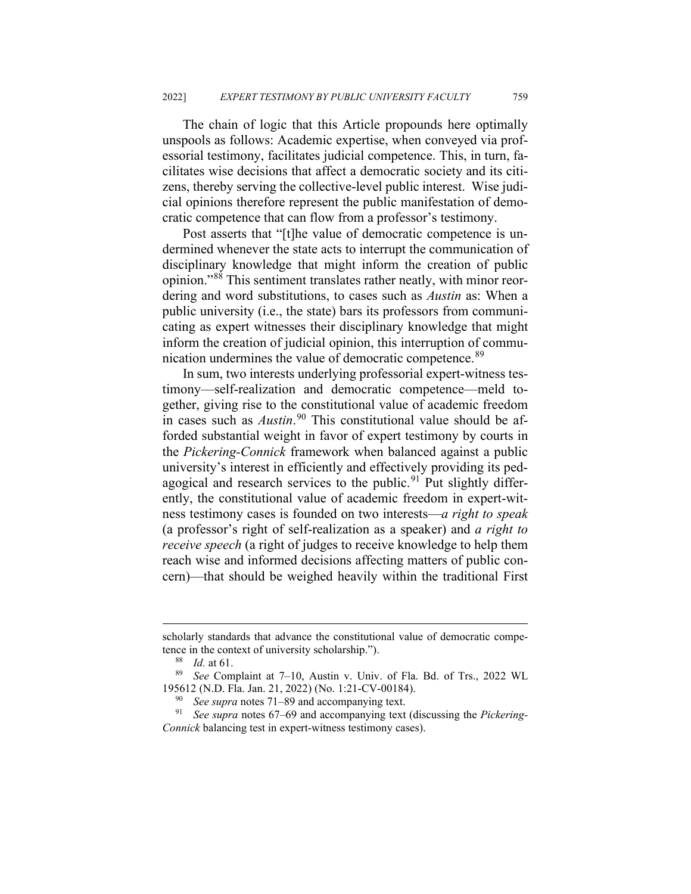The chain of logic that this Article propounds here optimally unspools as follows: Academic expertise, when conveyed via professorial testimony, facilitates judicial competence. This, in turn, facilitates wise decisions that affect a democratic society and its citizens, thereby serving the collective-level public interest. Wise judicial opinions therefore represent the public manifestation of democratic competence that can flow from a professor's testimony.

Post asserts that "[t]he value of democratic competence is undermined whenever the state acts to interrupt the communication of disciplinary knowledge that might inform the creation of public opinion."[88] This sentiment translates rather neatly, with minor reordering and word substitutions, to cases such as *Austin* as: When a public university (i.e., the state) bars its professors from communicating as expert witnesses their disciplinary knowledge that might inform the creation of judicial opinion, this interruption of communication undermines the value of democratic competence.[89]

In sum, two interests underlying professorial expert-witness testimony—self-realization and democratic competence—meld together, giving rise to the constitutional value of academic freedom in cases such as *Austin*.[90] This constitutional value should be afforded substantial weight in favor of expert testimony by courts in the *Pickering-Connick* framework when balanced against a public university's interest in efficiently and effectively providing its pedagogical and research services to the public.[91] Put slightly differently, the constitutional value of academic freedom in expert-witness testimony cases is founded on two interests—*a right to speak* (a professor's right of self-realization as a speaker) and *a right to receive speech* (a right of judges to receive knowledge to help them reach wise and informed decisions affecting matters of public concern)—that should be weighed heavily within the traditional First

---

scholarly standards that advance the constitutional value of democratic competence in the context of university scholarship.").

[88] *Id.* at 61.

[89] *See* Complaint at 7–10, Austin v. Univ. of Fla. Bd. of Trs., 2022 WL 195612 (N.D. Fla. Jan. 21, 2022) (No. 1:21-CV-00184).

[90] *See supra* notes 71–89 and accompanying text.

[91] *See supra* notes 67–69 and accompanying text (discussing the *Pickering-Connick* balancing test in expert-witness testimony cases).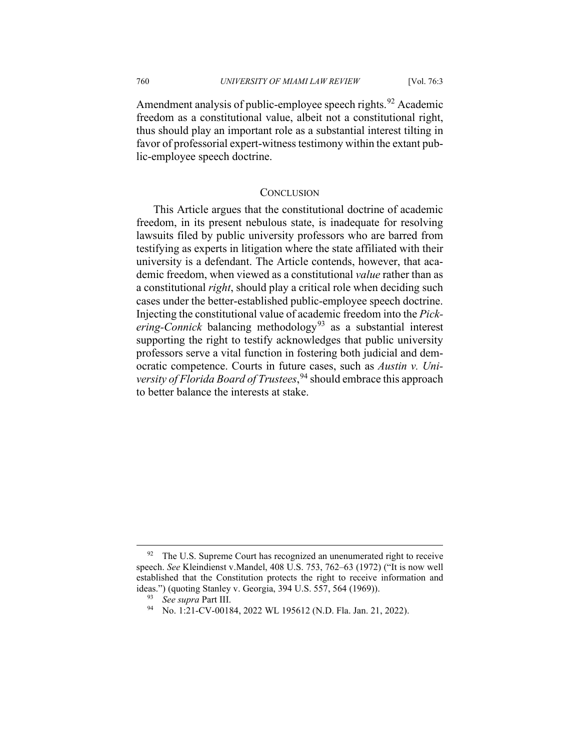Amendment analysis of public-employee speech rights.[92] Academic freedom as a constitutional value, albeit not a constitutional right, thus should play an important role as a substantial interest tilting in favor of professorial expert-witness testimony within the extant public-employee speech doctrine.

## CONCLUSION

This Article argues that the constitutional doctrine of academic freedom, in its present nebulous state, is inadequate for resolving lawsuits filed by public university professors who are barred from testifying as experts in litigation where the state affiliated with their university is a defendant. The Article contends, however, that academic freedom, when viewed as a constitutional *value* rather than as a constitutional *right*, should play a critical role when deciding such cases under the better-established public-employee speech doctrine. Injecting the constitutional value of academic freedom into the *Pickering-Connick* balancing methodology[93] as a substantial interest supporting the right to testify acknowledges that public university professors serve a vital function in fostering both judicial and democratic competence. Courts in future cases, such as *Austin v. University of Florida Board of Trustees*,[94] should embrace this approach to better balance the interests at stake.

---

[92] The U.S. Supreme Court has recognized an unenumerated right to receive speech. *See* Kleindienst v.Mandel, 408 U.S. 753, 762–63 (1972) ("It is now well established that the Constitution protects the right to receive information and ideas.") (quoting Stanley v. Georgia, 394 U.S. 557, 564 (1969)).

[93] *See supra* Part III.

[94] No. 1:21-CV-00184, 2022 WL 195612 (N.D. Fla. Jan. 21, 2022).